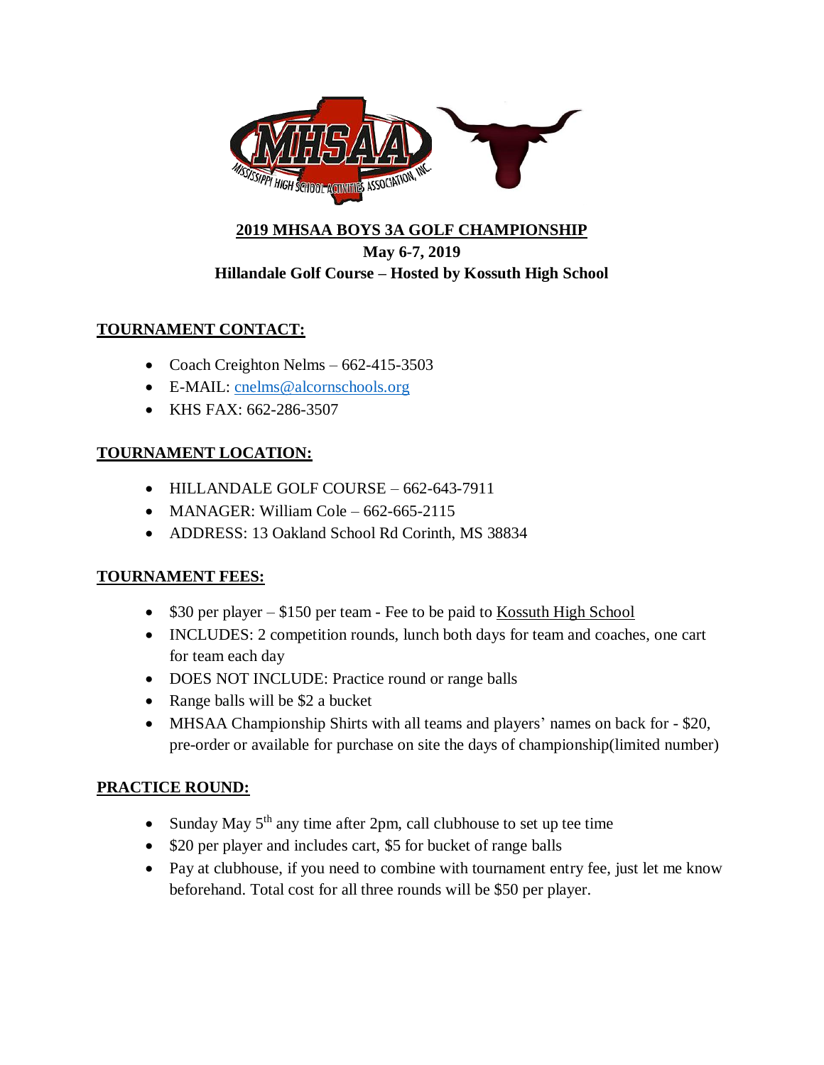# 2019 MHSAA BOYS 3A GOLF CHAMPIONSHIP

**May 6-7, 2019**

**Hillandale Golf Course – Hosted by Kossuth High School**

## TOURNAMENT CONTACT:

- Coach Creighton Nelms – 662-415-3503
- E-MAIL: cnelms@alcornschools.org
- KHS FAX: 662-286-3507

## TOURNAMENT LOCATION:

- HILLANDALE GOLF COURSE – 662-643-7911
- MANAGER: William Cole – 662-665-2115
- ADDRESS: 13 Oakland School Rd Corinth, MS 38834

## TOURNAMENT FEES:

- $30 per player – $150 per team - Fee to be paid to Kossuth High School
- INCLUDES: 2 competition rounds, lunch both days for team and coaches, one cart for team each day
- DOES NOT INCLUDE: Practice round or range balls
- Range balls will be $2 a bucket
- MHSAA Championship Shirts with all teams and players' names on back for - $20, pre-order or available for purchase on site the days of championship(limited number)

## PRACTICE ROUND:

- Sunday May 5th any time after 2pm, call clubhouse to set up tee time
- $20 per player and includes cart, $5 for bucket of range balls
- Pay at clubhouse, if you need to combine with tournament entry fee, just let me know beforehand. Total cost for all three rounds will be $50 per player.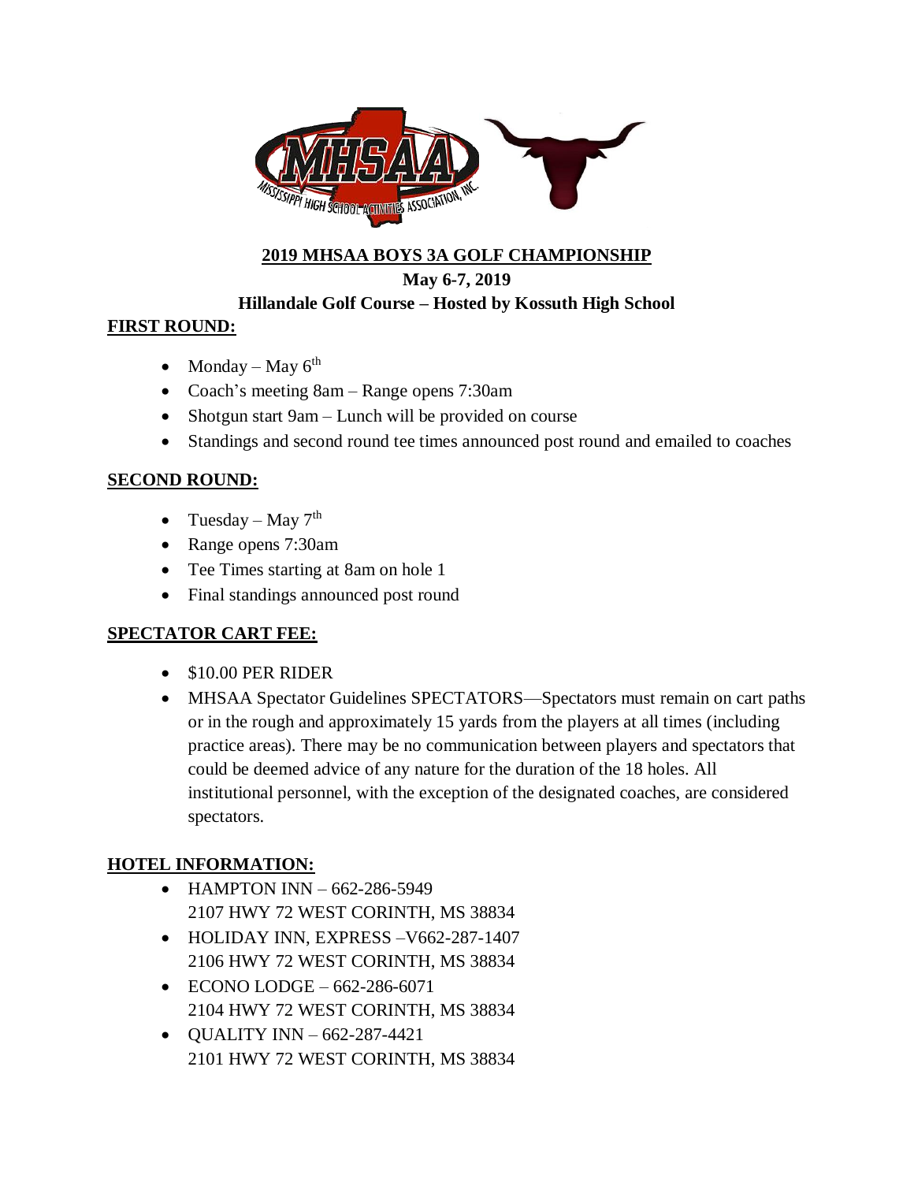**2019 MHSAA BOYS 3A GOLF CHAMPIONSHIP**

**May 6-7, 2019**

**Hillandale Golf Course – Hosted by Kossuth High School**

## FIRST ROUND:

- Monday – May 6th
- Coach's meeting 8am – Range opens 7:30am
- Shotgun start 9am – Lunch will be provided on course
- Standings and second round tee times announced post round and emailed to coaches

## SECOND ROUND:

- Tuesday – May 7th
- Range opens 7:30am
- Tee Times starting at 8am on hole 1
- Final standings announced post round

## SPECTATOR CART FEE:

- $10.00 PER RIDER
- MHSAA Spectator Guidelines SPECTATORS—Spectators must remain on cart paths or in the rough and approximately 15 yards from the players at all times (including practice areas). There may be no communication between players and spectators that could be deemed advice of any nature for the duration of the 18 holes. All institutional personnel, with the exception of the designated coaches, are considered spectators.

## HOTEL INFORMATION:

- HAMPTON INN – 662-286-5949
  2107 HWY 72 WEST CORINTH, MS 38834
- HOLIDAY INN, EXPRESS –V662-287-1407
  2106 HWY 72 WEST CORINTH, MS 38834
- ECONO LODGE – 662-286-6071
  2104 HWY 72 WEST CORINTH, MS 38834
- QUALITY INN – 662-287-4421
  2101 HWY 72 WEST CORINTH, MS 38834